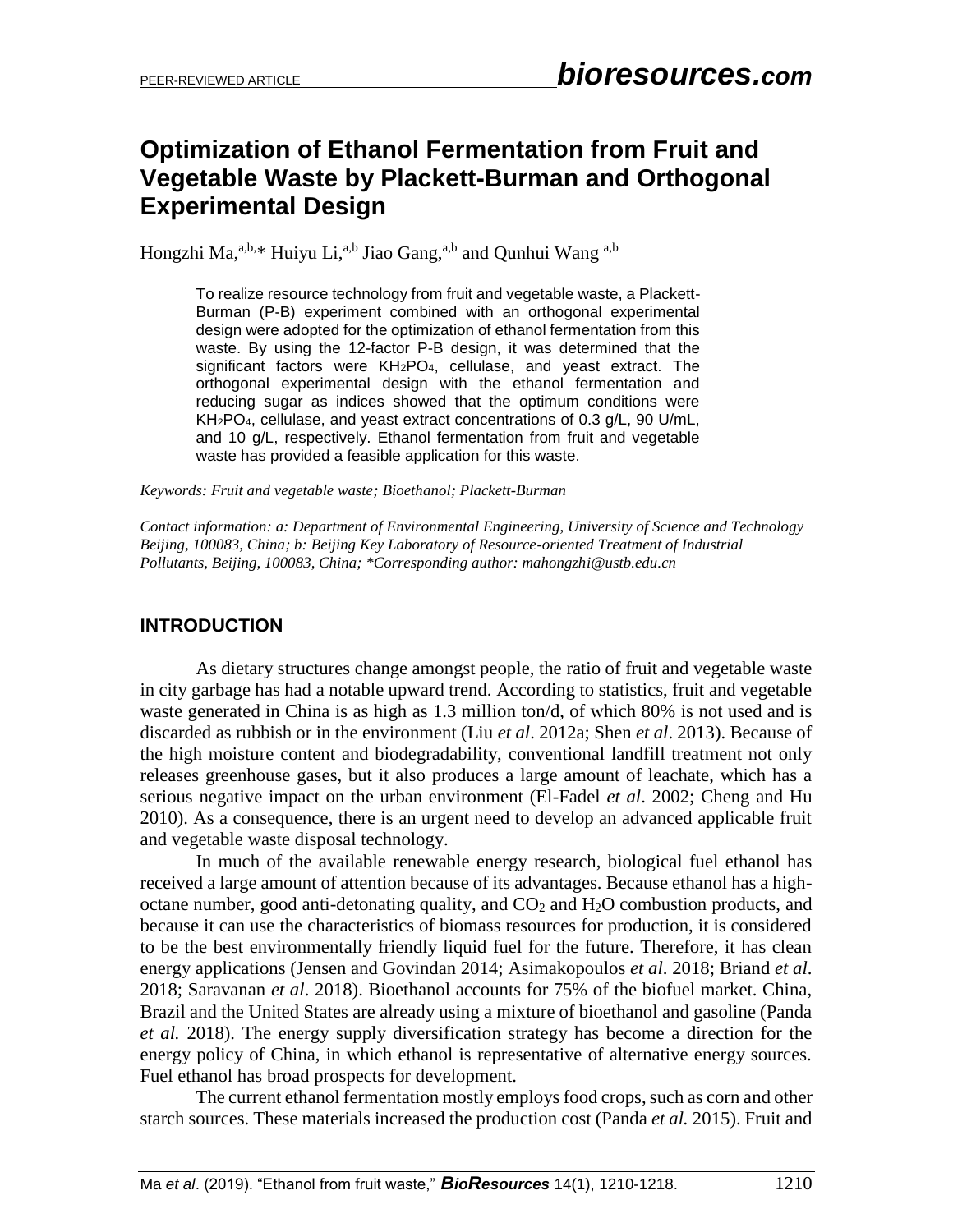# Optimization of Ethanol Fermentation from Fruit and Vegetable Waste by Plackett-Burman and Orthogonal Experimental Design

Hongzhi Ma,[a,b,*] Huiyu Li,[a,b] Jiao Gang,[a,b] and Qunhui Wang [a,b]

> To realize resource technology from fruit and vegetable waste, a Plackett-Burman (P-B) experiment combined with an orthogonal experimental design were adopted for the optimization of ethanol fermentation from this waste. By using the 12-factor P-B design, it was determined that the significant factors were $KH_2PO_4$, cellulase, and yeast extract. The orthogonal experimental design with the ethanol fermentation and reducing sugar as indices showed that the optimum conditions were $KH_2PO_4$, cellulase, and yeast extract concentrations of 0.3 g/L, 90 U/mL, and 10 g/L, respectively. Ethanol fermentation from fruit and vegetable waste has provided a feasible application for this waste.

*Keywords: Fruit and vegetable waste; Bioethanol; Plackett-Burman*

*Contact information: a: Department of Environmental Engineering, University of Science and Technology Beijing, 100083, China; b: Beijing Key Laboratory of Resource-oriented Treatment of Industrial Pollutants, Beijing, 100083, China; *Corresponding author: mahongzhi@ustb.edu.cn*

## INTRODUCTION

As dietary structures change amongst people, the ratio of fruit and vegetable waste in city garbage has had a notable upward trend. According to statistics, fruit and vegetable waste generated in China is as high as 1.3 million ton/d, of which 80% is not used and is discarded as rubbish or in the environment (Liu *et al*. 2012a; Shen *et al*. 2013). Because of the high moisture content and biodegradability, conventional landfill treatment not only releases greenhouse gases, but it also produces a large amount of leachate, which has a serious negative impact on the urban environment (El-Fadel *et al*. 2002; Cheng and Hu 2010). As a consequence, there is an urgent need to develop an advanced applicable fruit and vegetable waste disposal technology.

In much of the available renewable energy research, biological fuel ethanol has received a large amount of attention because of its advantages. Because ethanol has a high-octane number, good anti-detonating quality, and $CO_2$ and $H_2O$ combustion products, and because it can use the characteristics of biomass resources for production, it is considered to be the best environmentally friendly liquid fuel for the future. Therefore, it has clean energy applications (Jensen and Govindan 2014; Asimakopoulos *et al*. 2018; Briand *et al*. 2018; Saravanan *et al*. 2018). Bioethanol accounts for 75% of the biofuel market. China, Brazil and the United States are already using a mixture of bioethanol and gasoline (Panda *et al.* 2018). The energy supply diversification strategy has become a direction for the energy policy of China, in which ethanol is representative of alternative energy sources. Fuel ethanol has broad prospects for development.

The current ethanol fermentation mostly employs food crops, such as corn and other starch sources. These materials increased the production cost (Panda *et al.* 2015). Fruit and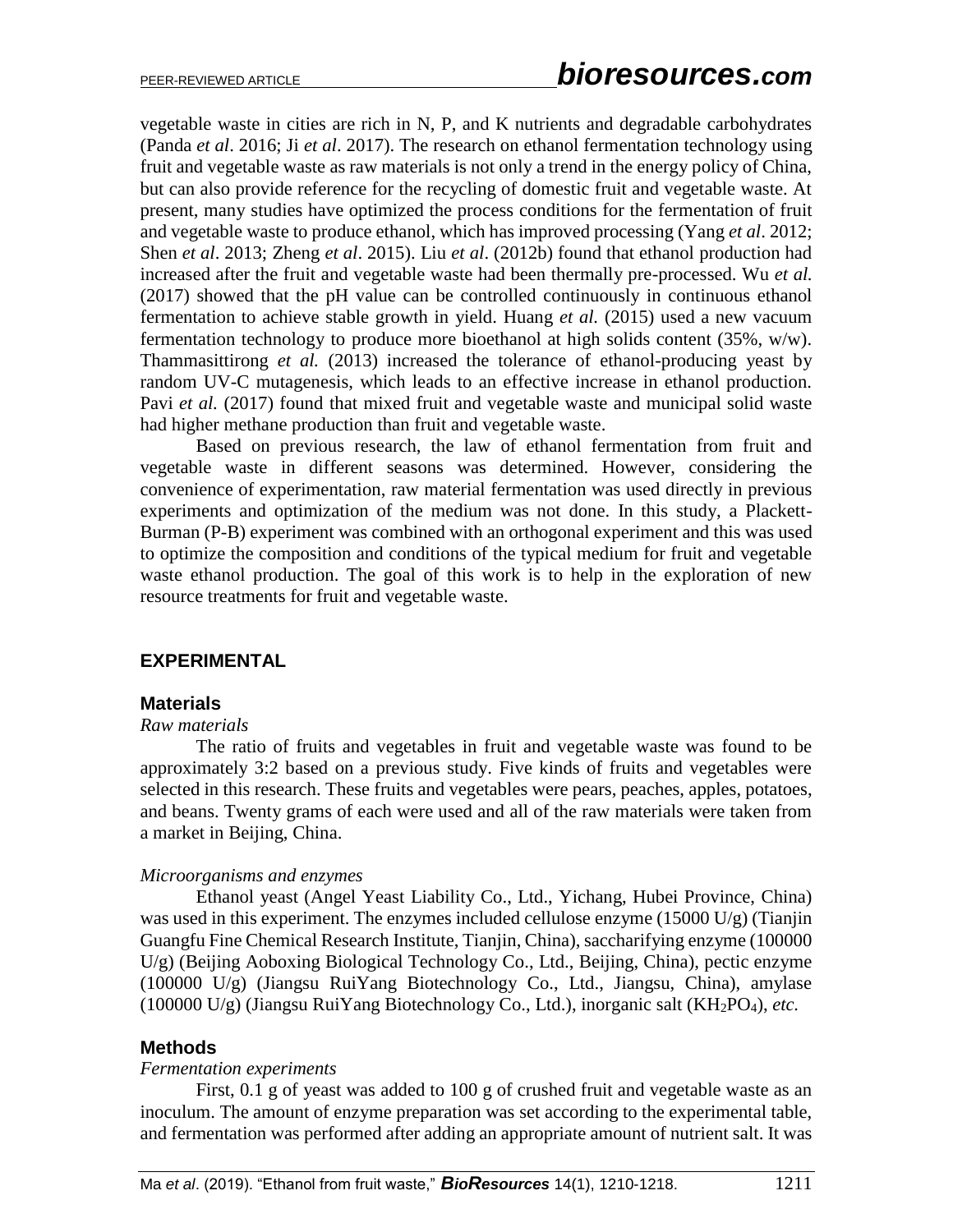vegetable waste in cities are rich in N, P, and K nutrients and degradable carbohydrates (Panda *et al*. 2016; Ji *et al*. 2017). The research on ethanol fermentation technology using fruit and vegetable waste as raw materials is not only a trend in the energy policy of China, but can also provide reference for the recycling of domestic fruit and vegetable waste. At present, many studies have optimized the process conditions for the fermentation of fruit and vegetable waste to produce ethanol, which has improved processing (Yang *et al*. 2012; Shen *et al*. 2013; Zheng *et al*. 2015). Liu *et al*. (2012b) found that ethanol production had increased after the fruit and vegetable waste had been thermally pre-processed. Wu *et al.* (2017) showed that the pH value can be controlled continuously in continuous ethanol fermentation to achieve stable growth in yield. Huang *et al.* (2015) used a new vacuum fermentation technology to produce more bioethanol at high solids content (35%, w/w). Thammasittirong *et al.* (2013) increased the tolerance of ethanol-producing yeast by random UV-C mutagenesis, which leads to an effective increase in ethanol production. Pavi *et al*. (2017) found that mixed fruit and vegetable waste and municipal solid waste had higher methane production than fruit and vegetable waste.

Based on previous research, the law of ethanol fermentation from fruit and vegetable waste in different seasons was determined. However, considering the convenience of experimentation, raw material fermentation was used directly in previous experiments and optimization of the medium was not done. In this study, a Plackett-Burman (P-B) experiment was combined with an orthogonal experiment and this was used to optimize the composition and conditions of the typical medium for fruit and vegetable waste ethanol production. The goal of this work is to help in the exploration of new resource treatments for fruit and vegetable waste.

## EXPERIMENTAL

### Materials

*Raw materials*

The ratio of fruits and vegetables in fruit and vegetable waste was found to be approximately 3:2 based on a previous study. Five kinds of fruits and vegetables were selected in this research. These fruits and vegetables were pears, peaches, apples, potatoes, and beans. Twenty grams of each were used and all of the raw materials were taken from a market in Beijing, China.

*Microorganisms and enzymes*

Ethanol yeast (Angel Yeast Liability Co., Ltd., Yichang, Hubei Province, China) was used in this experiment. The enzymes included cellulose enzyme (15000 U/g) (Tianjin Guangfu Fine Chemical Research Institute, Tianjin, China), saccharifying enzyme (100000 U/g) (Beijing Aoboxing Biological Technology Co., Ltd., Beijing, China), pectic enzyme (100000 U/g) (Jiangsu RuiYang Biotechnology Co., Ltd., Jiangsu, China), amylase (100000 U/g) (Jiangsu RuiYang Biotechnology Co., Ltd.), inorganic salt ($KH_2PO_4$), *etc.*

### Methods

*Fermentation experiments*

First, 0.1 g of yeast was added to 100 g of crushed fruit and vegetable waste as an inoculum. The amount of enzyme preparation was set according to the experimental table, and fermentation was performed after adding an appropriate amount of nutrient salt. It was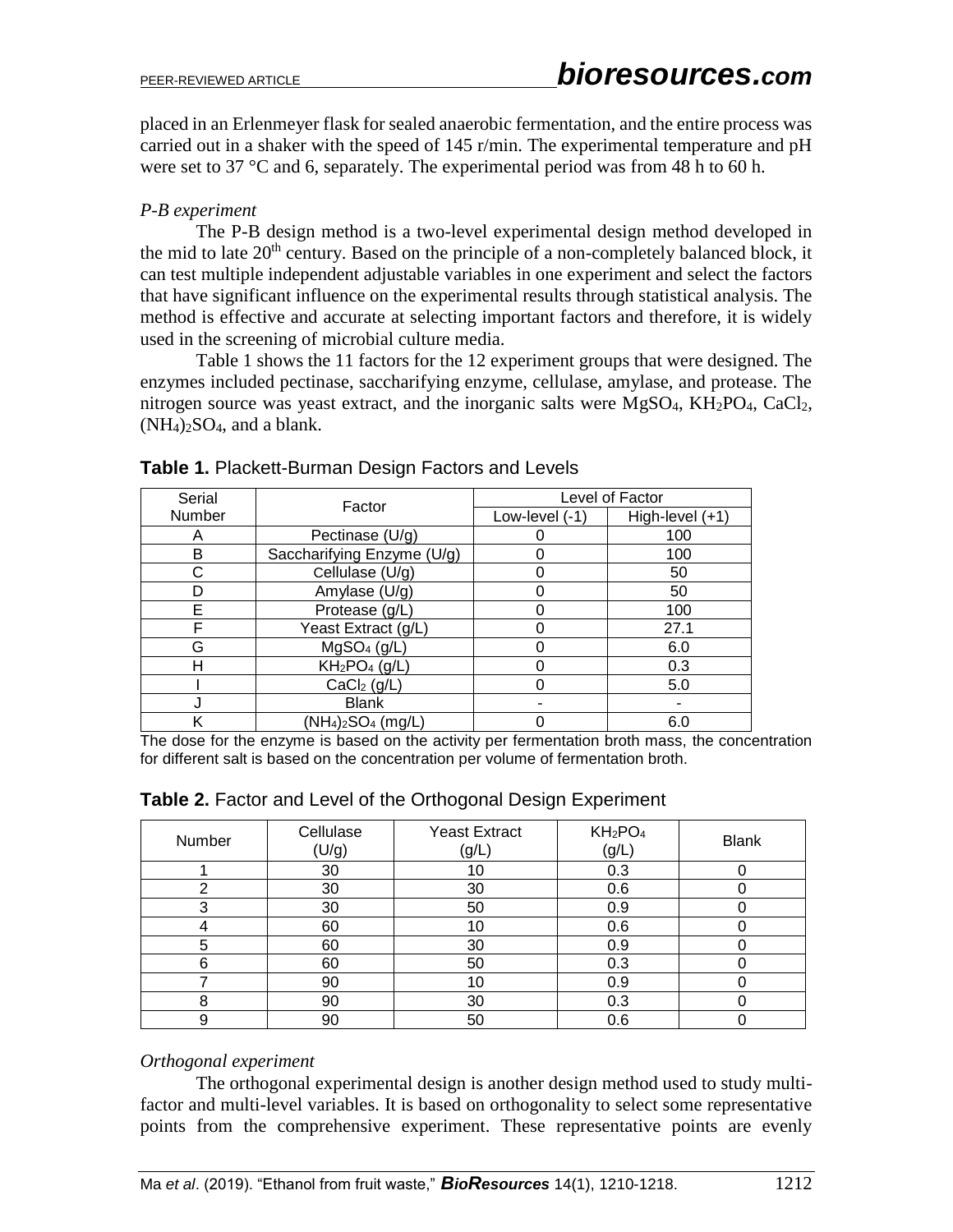placed in an Erlenmeyer flask for sealed anaerobic fermentation, and the entire process was carried out in a shaker with the speed of 145 r/min. The experimental temperature and pH were set to 37 °C and 6, separately. The experimental period was from 48 h to 60 h.

*P-B experiment*

The P-B design method is a two-level experimental design method developed in the mid to late 20th century. Based on the principle of a non-completely balanced block, it can test multiple independent adjustable variables in one experiment and select the factors that have significant influence on the experimental results through statistical analysis. The method is effective and accurate at selecting important factors and therefore, it is widely used in the screening of microbial culture media.

Table 1 shows the 11 factors for the 12 experiment groups that were designed. The enzymes included pectinase, saccharifying enzyme, cellulase, amylase, and protease. The nitrogen source was yeast extract, and the inorganic salts were $MgSO_4$, $KH_2PO_4$, $CaCl_2$, $(NH_4)_2SO_4$, and a blank.

**Table 1.** Plackett-Burman Design Factors and Levels

| Serial Number | Factor | Level of Factor | |
|---|---|---|---|
| | | Low-level (-1) | High-level (+1) |
| A | Pectinase (U/g) | 0 | 100 |
| B | Saccharifying Enzyme (U/g) | 0 | 100 |
| C | Cellulase (U/g) | 0 | 50 |
| D | Amylase (U/g) | 0 | 50 |
| E | Protease (g/L) | 0 | 100 |
| F | Yeast Extract (g/L) | 0 | 27.1 |
| G | $MgSO_4$ (g/L) | 0 | 6.0 |
| H | $KH_2PO_4$ (g/L) | 0 | 0.3 |
| I | $CaCl_2$ (g/L) | 0 | 5.0 |
| J | Blank | - | - |
| K | $(NH_4)_2SO_4$ (mg/L) | 0 | 6.0 |

The dose for the enzyme is based on the activity per fermentation broth mass, the concentration for different salt is based on the concentration per volume of fermentation broth.

**Table 2.** Factor and Level of the Orthogonal Design Experiment

| Number | Cellulase (U/g) | Yeast Extract (g/L) | $KH_2PO_4$ (g/L) | Blank |
|---|---|---|---|---|
| 1 | 30 | 10 | 0.3 | 0 |
| 2 | 30 | 30 | 0.6 | 0 |
| 3 | 30 | 50 | 0.9 | 0 |
| 4 | 60 | 10 | 0.6 | 0 |
| 5 | 60 | 30 | 0.9 | 0 |
| 6 | 60 | 50 | 0.3 | 0 |
| 7 | 90 | 10 | 0.9 | 0 |
| 8 | 90 | 30 | 0.3 | 0 |
| 9 | 90 | 50 | 0.6 | 0 |

*Orthogonal experiment*

The orthogonal experimental design is another design method used to study multi-factor and multi-level variables. It is based on orthogonality to select some representative points from the comprehensive experiment. These representative points are evenly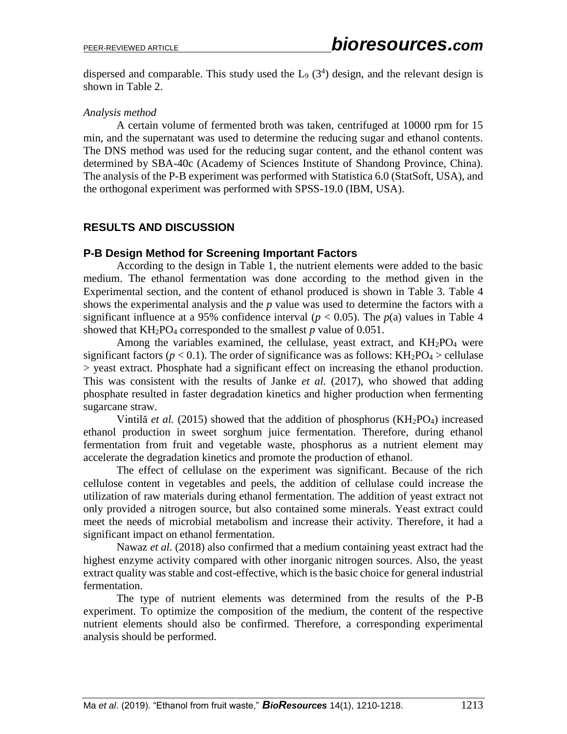dispersed and comparable. This study used the $L_9$ ($3^4$) design, and the relevant design is shown in Table 2.

*Analysis method*

A certain volume of fermented broth was taken, centrifuged at 10000 rpm for 15 min, and the supernatant was used to determine the reducing sugar and ethanol contents. The DNS method was used for the reducing sugar content, and the ethanol content was determined by SBA-40c (Academy of Sciences Institute of Shandong Province, China). The analysis of the P-B experiment was performed with Statistica 6.0 (StatSoft, USA), and the orthogonal experiment was performed with SPSS-19.0 (IBM, USA).

## RESULTS AND DISCUSSION

### P-B Design Method for Screening Important Factors

According to the design in Table 1, the nutrient elements were added to the basic medium. The ethanol fermentation was done according to the method given in the Experimental section, and the content of ethanol produced is shown in Table 3. Table 4 shows the experimental analysis and the *p* value was used to determine the factors with a significant influence at a 95% confidence interval ($p < 0.05$). The *p*(a) values in Table 4 showed that $KH_2PO_4$ corresponded to the smallest *p* value of 0.051.

Among the variables examined, the cellulase, yeast extract, and $KH_2PO_4$ were significant factors ($p < 0.1$). The order of significance was as follows: $KH_2PO_4$ > cellulase > yeast extract. Phosphate had a significant effect on increasing the ethanol production. This was consistent with the results of Janke *et al.* (2017), who showed that adding phosphate resulted in faster degradation kinetics and higher production when fermenting sugarcane straw.

Vintilă *et al.* (2015) showed that the addition of phosphorus ($KH_2PO_4$) increased ethanol production in sweet sorghum juice fermentation. Therefore, during ethanol fermentation from fruit and vegetable waste, phosphorus as a nutrient element may accelerate the degradation kinetics and promote the production of ethanol.

The effect of cellulase on the experiment was significant. Because of the rich cellulose content in vegetables and peels, the addition of cellulase could increase the utilization of raw materials during ethanol fermentation. The addition of yeast extract not only provided a nitrogen source, but also contained some minerals. Yeast extract could meet the needs of microbial metabolism and increase their activity. Therefore, it had a significant impact on ethanol fermentation.

Nawaz *et al.* (2018) also confirmed that a medium containing yeast extract had the highest enzyme activity compared with other inorganic nitrogen sources. Also, the yeast extract quality was stable and cost-effective, which is the basic choice for general industrial fermentation.

The type of nutrient elements was determined from the results of the P-B experiment. To optimize the composition of the medium, the content of the respective nutrient elements should also be confirmed. Therefore, a corresponding experimental analysis should be performed.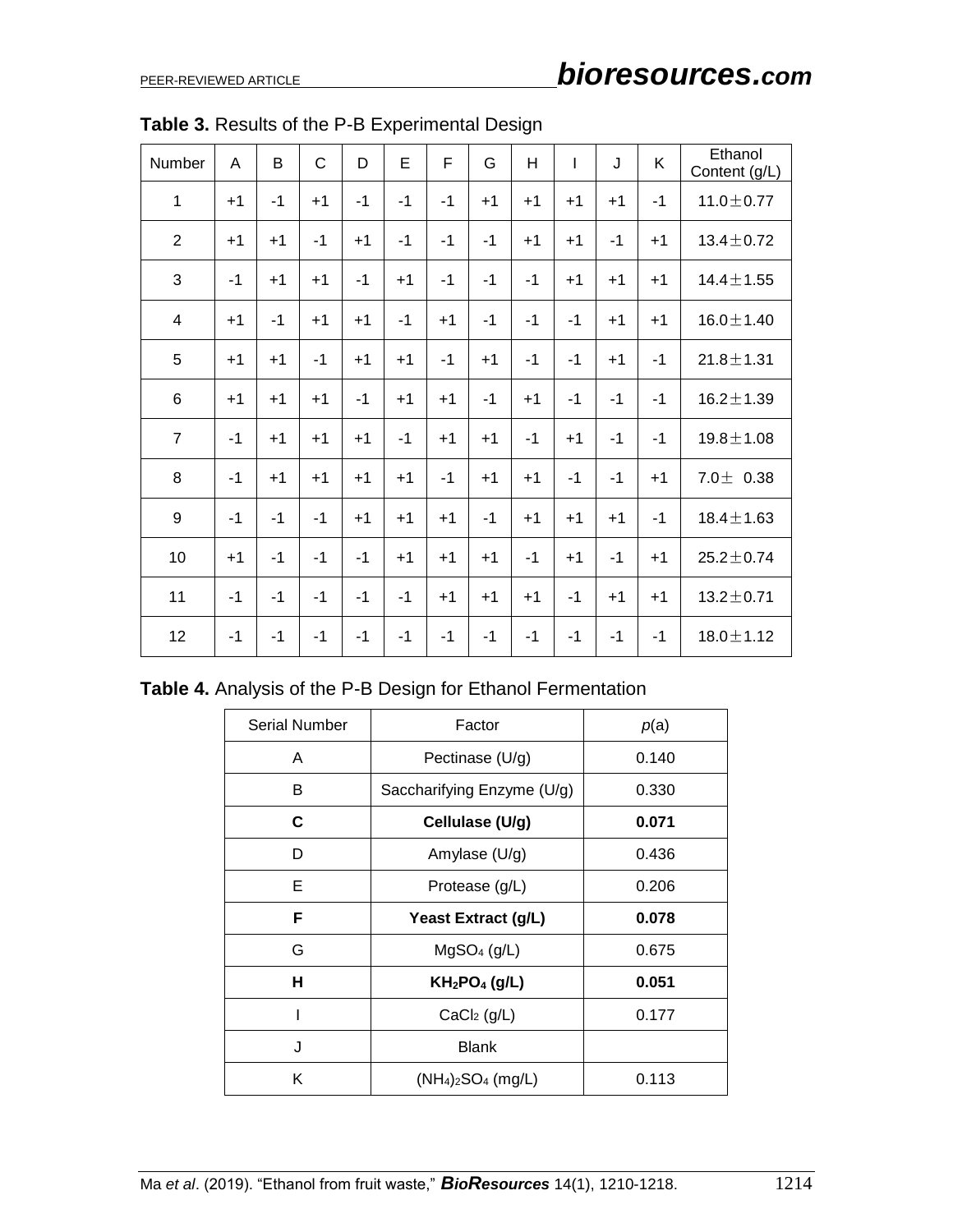**Table 3.** Results of the P-B Experimental Design

| Number | A | B | C | D | E | F | G | H | I | J | K | Ethanol Content (g/L) |
|---|---|---|---|---|---|---|---|---|---|---|---|---|
| 1 | +1 | -1 | +1 | -1 | -1 | -1 | +1 | +1 | +1 | +1 | -1 | 11.0±0.77 |
| 2 | +1 | +1 | -1 | +1 | -1 | -1 | -1 | +1 | +1 | -1 | +1 | 13.4±0.72 |
| 3 | -1 | +1 | +1 | -1 | +1 | -1 | -1 | -1 | +1 | +1 | +1 | 14.4±1.55 |
| 4 | +1 | -1 | +1 | +1 | -1 | +1 | -1 | -1 | -1 | +1 | +1 | 16.0±1.40 |
| 5 | +1 | +1 | -1 | +1 | +1 | -1 | +1 | -1 | -1 | +1 | -1 | 21.8±1.31 |
| 6 | +1 | +1 | +1 | -1 | +1 | +1 | -1 | +1 | -1 | -1 | -1 | 16.2±1.39 |
| 7 | -1 | +1 | +1 | +1 | -1 | +1 | +1 | -1 | +1 | -1 | -1 | 19.8±1.08 |
| 8 | -1 | +1 | +1 | +1 | +1 | -1 | +1 | +1 | -1 | -1 | +1 | 7.0± 0.38 |
| 9 | -1 | -1 | -1 | +1 | +1 | +1 | -1 | +1 | +1 | +1 | -1 | 18.4±1.63 |
| 10 | +1 | -1 | -1 | -1 | +1 | +1 | +1 | -1 | +1 | -1 | +1 | 25.2±0.74 |
| 11 | -1 | -1 | -1 | -1 | -1 | +1 | +1 | +1 | -1 | +1 | +1 | 13.2±0.71 |
| 12 | -1 | -1 | -1 | -1 | -1 | -1 | -1 | -1 | -1 | -1 | -1 | 18.0±1.12 |

**Table 4.** Analysis of the P-B Design for Ethanol Fermentation

| Serial Number | Factor | *p*(a) |
|---|---|---|
| A | Pectinase (U/g) | 0.140 |
| B | Saccharifying Enzyme (U/g) | 0.330 |
| **C** | **Cellulase (U/g)** | **0.071** |
| D | Amylase (U/g) | 0.436 |
| E | Protease (g/L) | 0.206 |
| **F** | **Yeast Extract (g/L)** | **0.078** |
| G | $MgSO_4$ (g/L) | 0.675 |
| **H** | **$KH_2PO_4$ (g/L)** | **0.051** |
| I | $CaCl_2$ (g/L) | 0.177 |
| J | Blank | |
| K | $(NH_4)_2SO_4$ (mg/L) | 0.113 |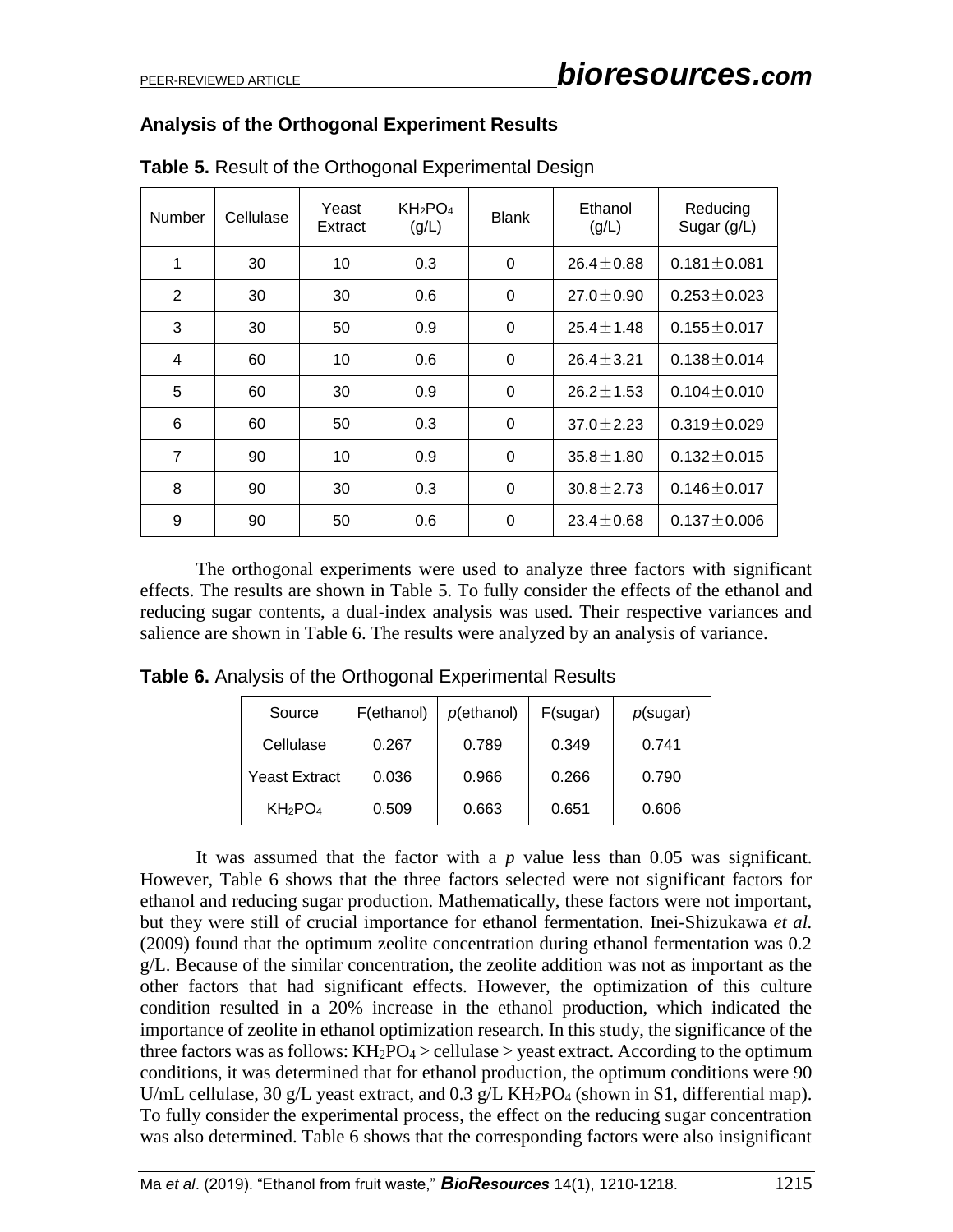## Analysis of the Orthogonal Experiment Results

**Table 5.** Result of the Orthogonal Experimental Design

| Number | Cellulase | Yeast Extract | $KH_2PO_4$ (g/L) | Blank | Ethanol (g/L) | Reducing Sugar (g/L) |
|---|---|---|---|---|---|---|
| 1 | 30 | 10 | 0.3 | 0 | 26.4±0.88 | 0.181±0.081 |
| 2 | 30 | 30 | 0.6 | 0 | 27.0±0.90 | 0.253±0.023 |
| 3 | 30 | 50 | 0.9 | 0 | 25.4±1.48 | 0.155±0.017 |
| 4 | 60 | 10 | 0.6 | 0 | 26.4±3.21 | 0.138±0.014 |
| 5 | 60 | 30 | 0.9 | 0 | 26.2±1.53 | 0.104±0.010 |
| 6 | 60 | 50 | 0.3 | 0 | 37.0±2.23 | 0.319±0.029 |
| 7 | 90 | 10 | 0.9 | 0 | 35.8±1.80 | 0.132±0.015 |
| 8 | 90 | 30 | 0.3 | 0 | 30.8±2.73 | 0.146±0.017 |
| 9 | 90 | 50 | 0.6 | 0 | 23.4±0.68 | 0.137±0.006 |

The orthogonal experiments were used to analyze three factors with significant effects. The results are shown in Table 5. To fully consider the effects of the ethanol and reducing sugar contents, a dual-index analysis was used. Their respective variances and salience are shown in Table 6. The results were analyzed by an analysis of variance.

**Table 6.** Analysis of the Orthogonal Experimental Results

| Source | F(ethanol) | *p*(ethanol) | F(sugar) | *p*(sugar) |
|---|---|---|---|---|
| Cellulase | 0.267 | 0.789 | 0.349 | 0.741 |
| Yeast Extract | 0.036 | 0.966 | 0.266 | 0.790 |
| $KH_2PO_4$ | 0.509 | 0.663 | 0.651 | 0.606 |

It was assumed that the factor with a *p* value less than 0.05 was significant. However, Table 6 shows that the three factors selected were not significant factors for ethanol and reducing sugar production. Mathematically, these factors were not important, but they were still of crucial importance for ethanol fermentation. Inei-Shizukawa *et al.* (2009) found that the optimum zeolite concentration during ethanol fermentation was 0.2 g/L. Because of the similar concentration, the zeolite addition was not as important as the other factors that had significant effects. However, the optimization of this culture condition resulted in a 20% increase in the ethanol production, which indicated the importance of zeolite in ethanol optimization research. In this study, the significance of the three factors was as follows: $KH_2PO_4$ > cellulase > yeast extract. According to the optimum conditions, it was determined that for ethanol production, the optimum conditions were 90 U/mL cellulase, 30 g/L yeast extract, and 0.3 g/L $KH_2PO_4$ (shown in S1, differential map). To fully consider the experimental process, the effect on the reducing sugar concentration was also determined. Table 6 shows that the corresponding factors were also insignificant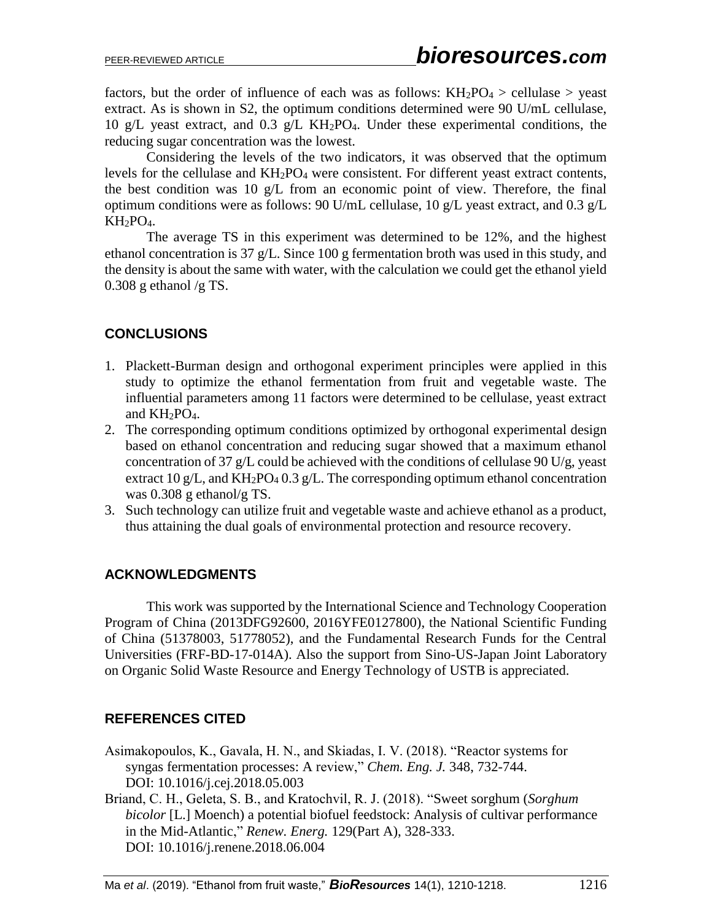factors, but the order of influence of each was as follows: $KH_2PO_4$ > cellulase > yeast extract. As is shown in S2, the optimum conditions determined were 90 U/mL cellulase, 10 g/L yeast extract, and 0.3 g/L $KH_2PO_4$. Under these experimental conditions, the reducing sugar concentration was the lowest.

Considering the levels of the two indicators, it was observed that the optimum levels for the cellulase and $KH_2PO_4$ were consistent. For different yeast extract contents, the best condition was 10 g/L from an economic point of view. Therefore, the final optimum conditions were as follows: 90 U/mL cellulase, 10 g/L yeast extract, and 0.3 g/L $KH_2PO_4$.

The average TS in this experiment was determined to be 12%, and the highest ethanol concentration is 37 g/L. Since 100 g fermentation broth was used in this study, and the density is about the same with water, with the calculation we could get the ethanol yield 0.308 g ethanol /g TS.

## CONCLUSIONS

1. Plackett-Burman design and orthogonal experiment principles were applied in this study to optimize the ethanol fermentation from fruit and vegetable waste. The influential parameters among 11 factors were determined to be cellulase, yeast extract and $KH_2PO_4$.
2. The corresponding optimum conditions optimized by orthogonal experimental design based on ethanol concentration and reducing sugar showed that a maximum ethanol concentration of 37 g/L could be achieved with the conditions of cellulase 90 U/g, yeast extract 10 g/L, and $KH_2PO_4$ 0.3 g/L. The corresponding optimum ethanol concentration was 0.308 g ethanol/g TS.
3. Such technology can utilize fruit and vegetable waste and achieve ethanol as a product, thus attaining the dual goals of environmental protection and resource recovery.

## ACKNOWLEDGMENTS

This work was supported by the International Science and Technology Cooperation Program of China (2013DFG92600, 2016YFE0127800), the National Scientific Funding of China (51378003, 51778052), and the Fundamental Research Funds for the Central Universities (FRF-BD-17-014A). Also the support from Sino-US-Japan Joint Laboratory on Organic Solid Waste Resource and Energy Technology of USTB is appreciated.

## REFERENCES CITED

Asimakopoulos, K., Gavala, H. N., and Skiadas, I. V. (2018). "Reactor systems for syngas fermentation processes: A review," *Chem. Eng. J.* 348, 732-744. DOI: 10.1016/j.cej.2018.05.003

Briand, C. H., Geleta, S. B., and Kratochvil, R. J. (2018). "Sweet sorghum (*Sorghum bicolor* [L.] Moench) a potential biofuel feedstock: Analysis of cultivar performance in the Mid-Atlantic," *Renew. Energ.* 129(Part A), 328-333. DOI: 10.1016/j.renene.2018.06.004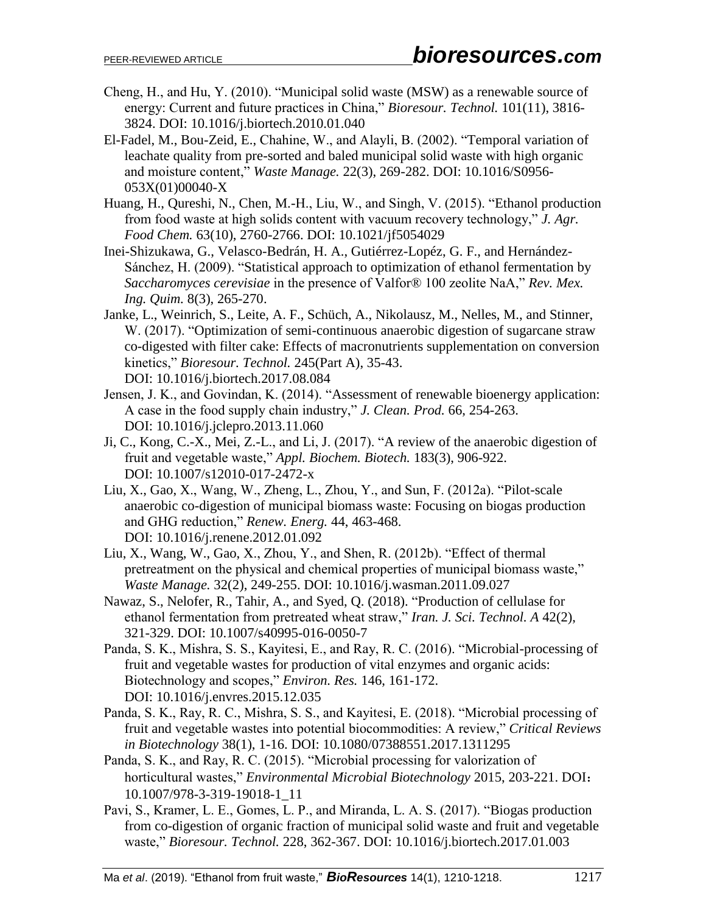Cheng, H., and Hu, Y. (2010). “Municipal solid waste (MSW) as a renewable source of energy: Current and future practices in China,” *Bioresour. Technol.* 101(11), 3816-3824. DOI: 10.1016/j.biortech.2010.01.040

El-Fadel, M., Bou-Zeid, E., Chahine, W., and Alayli, B. (2002). “Temporal variation of leachate quality from pre-sorted and baled municipal solid waste with high organic and moisture content,” *Waste Manage.* 22(3), 269-282. DOI: 10.1016/S0956-053X(01)00040-X

Huang, H., Qureshi, N., Chen, M.-H., Liu, W., and Singh, V. (2015). “Ethanol production from food waste at high solids content with vacuum recovery technology,” *J. Agr. Food Chem.* 63(10), 2760-2766. DOI: 10.1021/jf5054029

Inei-Shizukawa, G., Velasco-Bedrán, H. A., Gutiérrez-Lopéz, G. F., and Hernández-Sánchez, H. (2009). “Statistical approach to optimization of ethanol fermentation by *Saccharomyces cerevisiae* in the presence of Valfor® 100 zeolite NaA,” *Rev. Mex. Ing. Quim.* 8(3), 265-270.

Janke, L., Weinrich, S., Leite, A. F., Schüch, A., Nikolausz, M., Nelles, M., and Stinner, W. (2017). “Optimization of semi-continuous anaerobic digestion of sugarcane straw co-digested with filter cake: Effects of macronutrients supplementation on conversion kinetics,” *Bioresour. Technol.* 245(Part A), 35-43. DOI: 10.1016/j.biortech.2017.08.084

Jensen, J. K., and Govindan, K. (2014). “Assessment of renewable bioenergy application: A case in the food supply chain industry,” *J. Clean. Prod.* 66, 254-263. DOI: 10.1016/j.jclepro.2013.11.060

Ji, C., Kong, C.-X., Mei, Z.-L., and Li, J. (2017). “A review of the anaerobic digestion of fruit and vegetable waste,” *Appl. Biochem. Biotech.* 183(3), 906-922. DOI: 10.1007/s12010-017-2472-x

Liu, X., Gao, X., Wang, W., Zheng, L., Zhou, Y., and Sun, F. (2012a). “Pilot-scale anaerobic co-digestion of municipal biomass waste: Focusing on biogas production and GHG reduction,” *Renew. Energ.* 44, 463-468. DOI: 10.1016/j.renene.2012.01.092

Liu, X., Wang, W., Gao, X., Zhou, Y., and Shen, R. (2012b). “Effect of thermal pretreatment on the physical and chemical properties of municipal biomass waste,” *Waste Manage.* 32(2), 249-255. DOI: 10.1016/j.wasman.2011.09.027

Nawaz, S., Nelofer, R., Tahir, A., and Syed, Q. (2018). “Production of cellulase for ethanol fermentation from pretreated wheat straw,” *Iran. J. Sci. Technol. A* 42(2), 321-329. DOI: 10.1007/s40995-016-0050-7

Panda, S. K., Mishra, S. S., Kayitesi, E., and Ray, R. C. (2016). “Microbial-processing of fruit and vegetable wastes for production of vital enzymes and organic acids: Biotechnology and scopes,” *Environ. Res.* 146, 161-172. DOI: 10.1016/j.envres.2015.12.035

Panda, S. K., Ray, R. C., Mishra, S. S., and Kayitesi, E. (2018). “Microbial processing of fruit and vegetable wastes into potential biocommodities: A review,” *Critical Reviews in Biotechnology* 38(1), 1-16. DOI: 10.1080/07388551.2017.1311295

Panda, S. K., and Ray, R. C. (2015). “Microbial processing for valorization of horticultural wastes,” *Environmental Microbial Biotechnology* 2015, 203-221. DOI：10.1007/978-3-319-19018-1_11

Pavi, S., Kramer, L. E., Gomes, L. P., and Miranda, L. A. S. (2017). “Biogas production from co-digestion of organic fraction of municipal solid waste and fruit and vegetable waste,” *Bioresour. Technol.* 228, 362-367. DOI: 10.1016/j.biortech.2017.01.003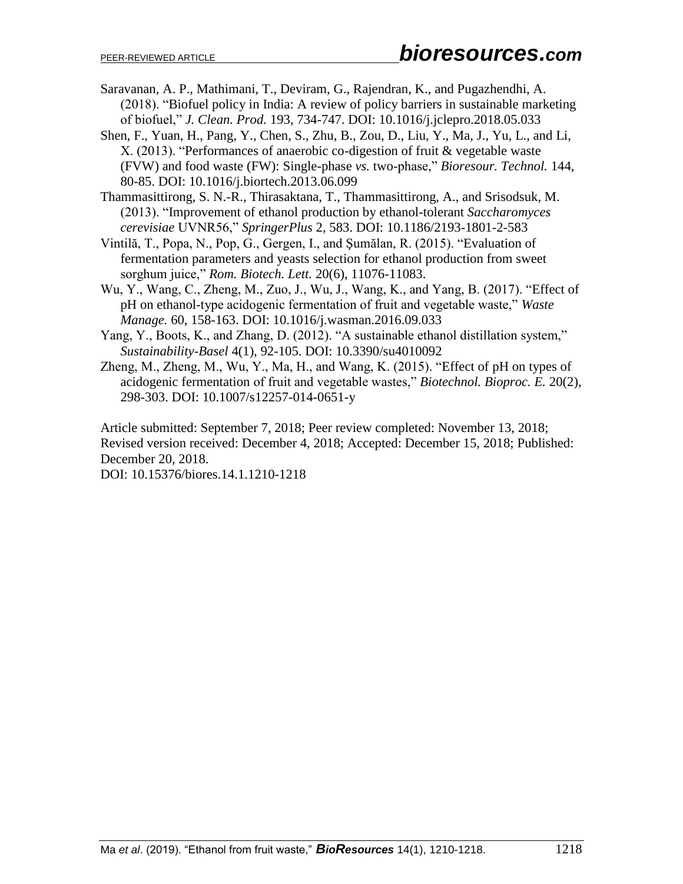Saravanan, A. P., Mathimani, T., Deviram, G., Rajendran, K., and Pugazhendhi, A. (2018). "Biofuel policy in India: A review of policy barriers in sustainable marketing of biofuel," *J. Clean. Prod.* 193, 734-747. DOI: 10.1016/j.jclepro.2018.05.033

Shen, F., Yuan, H., Pang, Y., Chen, S., Zhu, B., Zou, D., Liu, Y., Ma, J., Yu, L., and Li, X. (2013). "Performances of anaerobic co-digestion of fruit & vegetable waste (FVW) and food waste (FW): Single-phase *vs.* two-phase," *Bioresour. Technol.* 144, 80-85. DOI: 10.1016/j.biortech.2013.06.099

Thammasittirong, S. N.-R., Thirasaktana, T., Thammasittirong, A., and Srisodsuk, M. (2013). "Improvement of ethanol production by ethanol-tolerant *Saccharomyces cerevisiae* UVNR56," *SpringerPlus* 2, 583. DOI: 10.1186/2193-1801-2-583

Vintilă, T., Popa, N., Pop, G., Gergen, I., and Şumălan, R. (2015). "Evaluation of fermentation parameters and yeasts selection for ethanol production from sweet sorghum juice," *Rom. Biotech. Lett.* 20(6), 11076-11083.

Wu, Y., Wang, C., Zheng, M., Zuo, J., Wu, J., Wang, K., and Yang, B. (2017). "Effect of pH on ethanol-type acidogenic fermentation of fruit and vegetable waste," *Waste Manage.* 60, 158-163. DOI: 10.1016/j.wasman.2016.09.033

Yang, Y., Boots, K., and Zhang, D. (2012). "A sustainable ethanol distillation system," *Sustainability-Basel* 4(1), 92-105. DOI: 10.3390/su4010092

Zheng, M., Zheng, M., Wu, Y., Ma, H., and Wang, K. (2015). "Effect of pH on types of acidogenic fermentation of fruit and vegetable wastes," *Biotechnol. Bioproc. E.* 20(2), 298-303. DOI: 10.1007/s12257-014-0651-y

Article submitted: September 7, 2018; Peer review completed: November 13, 2018; Revised version received: December 4, 2018; Accepted: December 15, 2018; Published: December 20, 2018.

DOI: 10.15376/biores.14.1.1210-1218